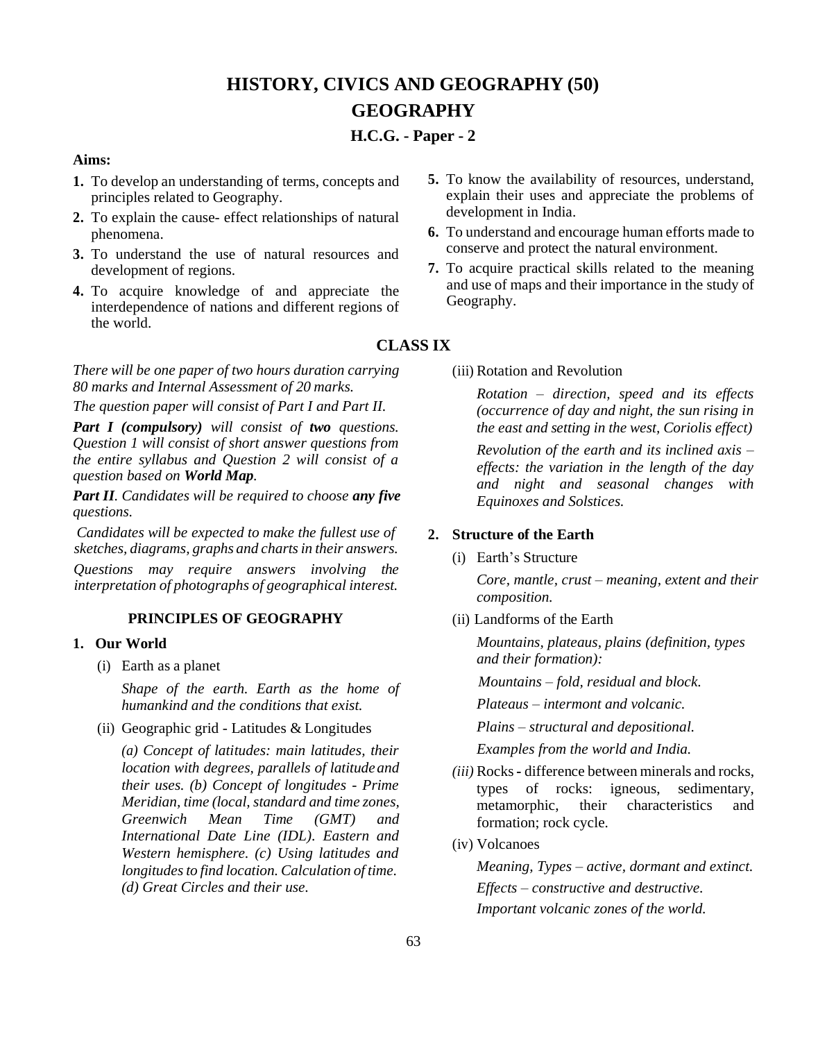# HISTORY, CIVICS AND GEOGRAPHY (50)

# GEOGRAPHY

## H.C.G. - Paper - 2

**Aims:**

1. To develop an understanding of terms, concepts and principles related to Geography.
2. To explain the cause- effect relationships of natural phenomena.
3. To understand the use of natural resources and development of regions.
4. To acquire knowledge of and appreciate the interdependence of nations and different regions of the world.
5. To know the availability of resources, understand, explain their uses and appreciate the problems of development in India.
6. To understand and encourage human efforts made to conserve and protect the natural environment.
7. To acquire practical skills related to the meaning and use of maps and their importance in the study of Geography.

## CLASS IX

*There will be one paper of two hours duration carrying 80 marks and Internal Assessment of 20 marks.*

*The question paper will consist of Part I and Part II.*

***Part I (compulsory)*** *will consist of* ***two*** *questions. Question 1 will consist of short answer questions from the entire syllabus and Question 2 will consist of a question based on* ***World Map****.*

***Part II****. Candidates will be required to choose* ***any five*** *questions.*

*Candidates will be expected to make the fullest use of sketches, diagrams, graphs and charts in their answers.*

*Questions may require answers involving the interpretation of photographs of geographical interest.*

### PRINCIPLES OF GEOGRAPHY

**1. Our World**

(i) Earth as a planet

*Shape of the earth. Earth as the home of humankind and the conditions that exist.*

(ii) Geographic grid - Latitudes & Longitudes

*(a) Concept of latitudes: main latitudes, their location with degrees, parallels of latitude and their uses. (b) Concept of longitudes - Prime Meridian, time (local, standard and time zones, Greenwich Mean Time (GMT) and International Date Line (IDL). Eastern and Western hemisphere. (c) Using latitudes and longitudes to find location. Calculation of time. (d) Great Circles and their use.*

(iii) Rotation and Revolution

*Rotation – direction, speed and its effects (occurrence of day and night, the sun rising in the east and setting in the west, Coriolis effect)*

*Revolution of the earth and its inclined axis – effects: the variation in the length of the day and night and seasonal changes with Equinoxes and Solstices.*

**2. Structure of the Earth**

(i) Earth's Structure

*Core, mantle, crust – meaning, extent and their composition.*

(ii) Landforms of the Earth

*Mountains, plateaus, plains (definition, types and their formation):*

*Mountains – fold, residual and block.*

*Plateaus – intermont and volcanic.*

*Plains – structural and depositional.*

*Examples from the world and India.*

*(iii)* Rocks - difference between minerals and rocks, types of rocks: igneous, sedimentary, metamorphic, their characteristics and formation; rock cycle.

(iv) Volcanoes

*Meaning, Types – active, dormant and extinct.*

*Effects – constructive and destructive.*

*Important volcanic zones of the world.*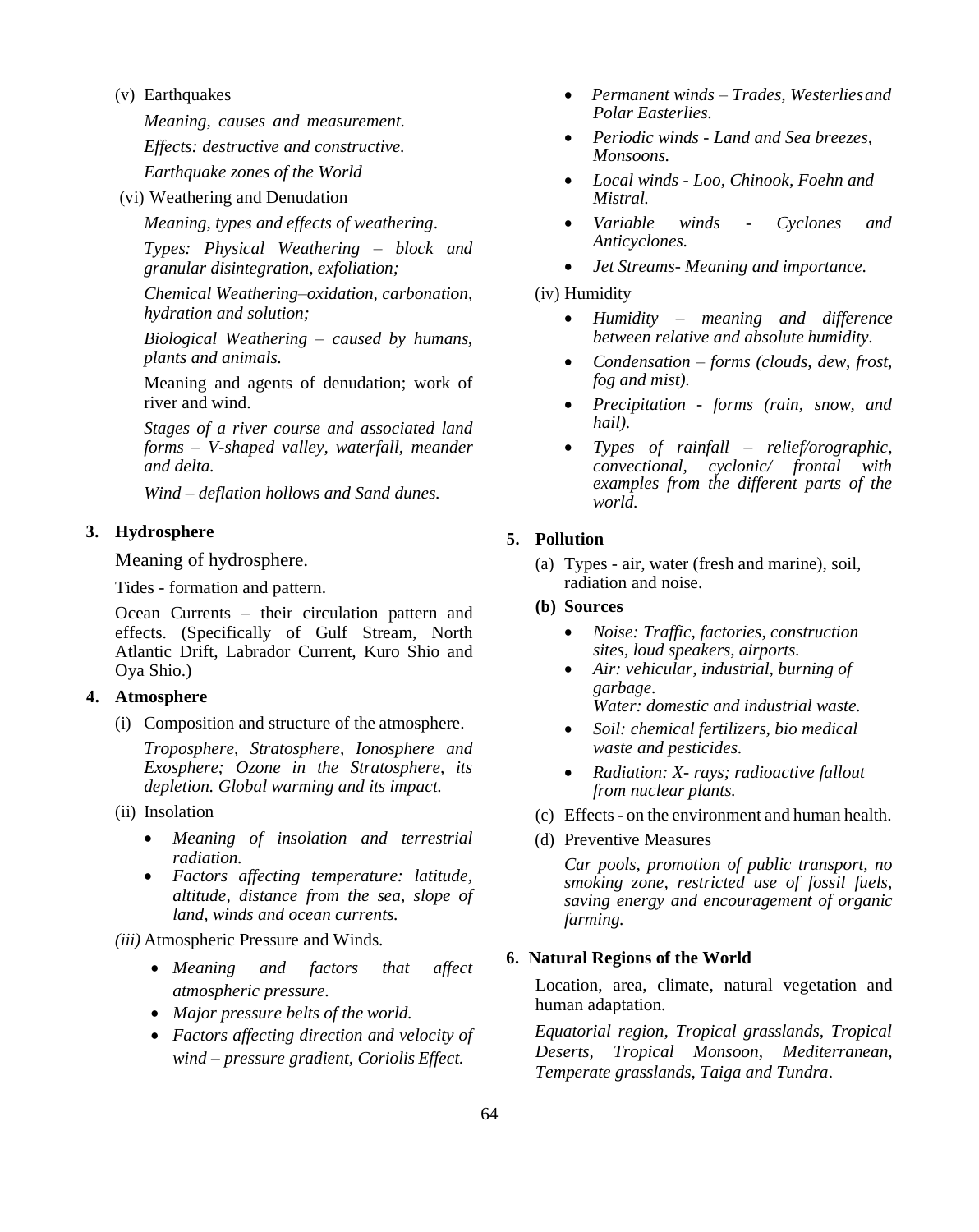(v) Earthquakes

*Meaning, causes and measurement.*

*Effects: destructive and constructive.*

*Earthquake zones of the World*

(vi) Weathering and Denudation

*Meaning, types and effects of weathering*.

*Types: Physical Weathering – block and granular disintegration, exfoliation;*

*Chemical Weathering–oxidation, carbonation, hydration and solution;*

*Biological Weathering – caused by humans, plants and animals.*

Meaning and agents of denudation; work of river and wind.

*Stages of a river course and associated land forms – V-shaped valley, waterfall, meander and delta.*

*Wind – deflation hollows and Sand dunes.*

**3. Hydrosphere**

Meaning of hydrosphere.

Tides - formation and pattern.

Ocean Currents – their circulation pattern and effects. (Specifically of Gulf Stream, North Atlantic Drift, Labrador Current, Kuro Shio and Oya Shio.)

**4. Atmosphere**

(i) Composition and structure of the atmosphere.

*Troposphere, Stratosphere, Ionosphere and Exosphere; Ozone in the Stratosphere, its depletion. Global warming and its impact.*

(ii) Insolation

- *Meaning of insolation and terrestrial radiation.*
- *Factors affecting temperature: latitude, altitude, distance from the sea, slope of land, winds and ocean currents.*

*(iii)* Atmospheric Pressure and Winds.

- *Meaning and factors that affect atmospheric pressure.*
- *Major pressure belts of the world.*
- *Factors affecting direction and velocity of wind – pressure gradient, Coriolis Effect.*
- *Permanent winds – Trades, Westerlies and Polar Easterlies.*
- *Periodic winds - Land and Sea breezes, Monsoons.*
- *Local winds - Loo, Chinook, Foehn and Mistral.*
- *Variable winds - Cyclones and Anticyclones.*
- *Jet Streams- Meaning and importance.*

(iv) Humidity

- *Humidity – meaning and difference between relative and absolute humidity.*
- *Condensation – forms (clouds, dew, frost, fog and mist).*
- *Precipitation - forms (rain, snow, and hail).*
- *Types of rainfall – relief/orographic, convectional, cyclonic/ frontal with examples from the different parts of the world.*

**5. Pollution**

(a) Types - air, water (fresh and marine), soil, radiation and noise.

**(b) Sources**

- *Noise: Traffic, factories, construction sites, loud speakers, airports.*
- *Air: vehicular, industrial, burning of garbage.*
  *Water: domestic and industrial waste.*
- *Soil: chemical fertilizers, bio medical waste and pesticides.*
- *Radiation: X- rays; radioactive fallout from nuclear plants.*

(c) Effects - on the environment and human health.

(d) Preventive Measures

*Car pools, promotion of public transport, no smoking zone, restricted use of fossil fuels, saving energy and encouragement of organic farming.*

**6. Natural Regions of the World**

Location, area, climate, natural vegetation and human adaptation.

*Equatorial region, Tropical grasslands, Tropical Deserts, Tropical Monsoon, Mediterranean, Temperate grasslands, Taiga and Tundra*.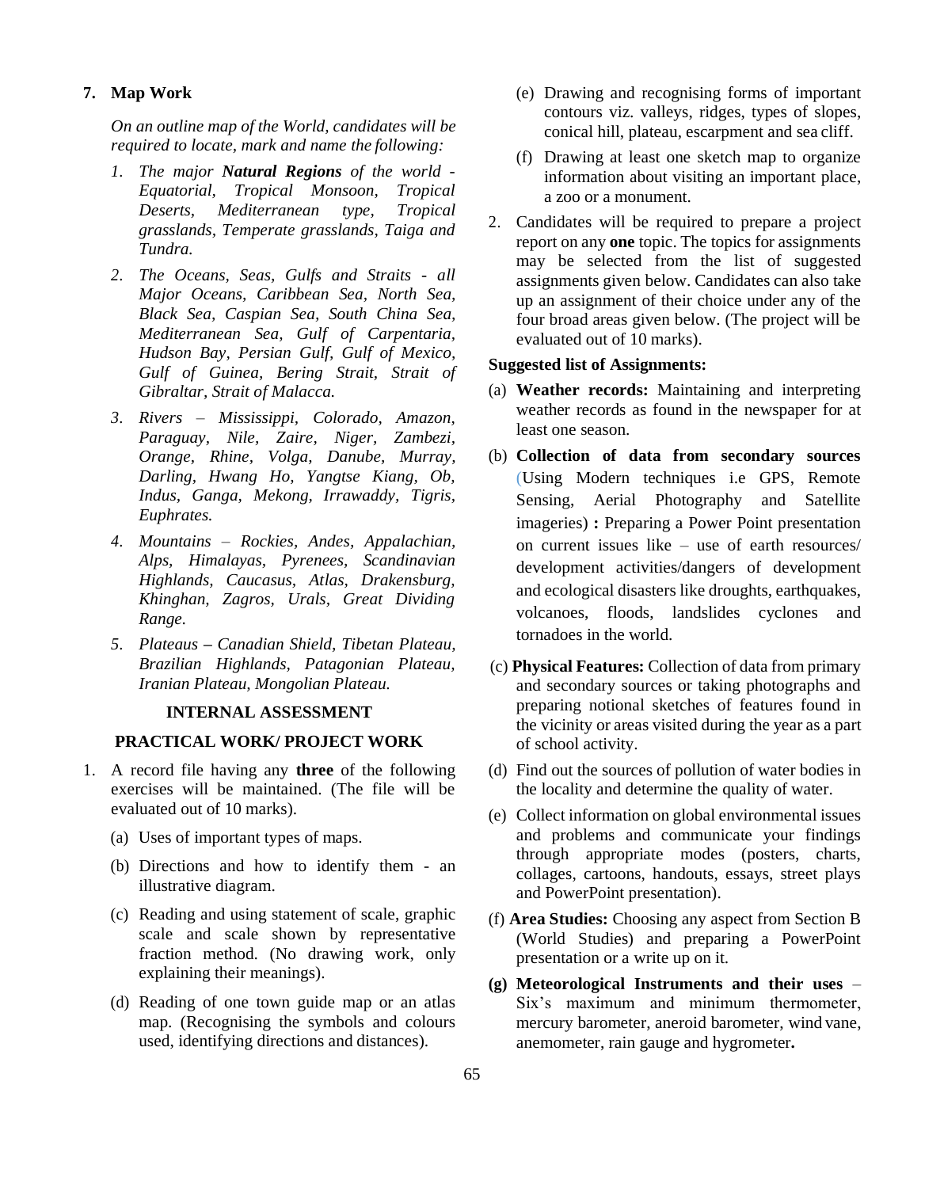**7. Map Work**

*On an outline map of the World, candidates will be required to locate, mark and name the following:*

1. *The major **Natural Regions** of the world - Equatorial, Tropical Monsoon, Tropical Deserts, Mediterranean type, Tropical grasslands, Temperate grasslands, Taiga and Tundra.*
2. *The Oceans, Seas, Gulfs and Straits - all Major Oceans, Caribbean Sea, North Sea, Black Sea, Caspian Sea, South China Sea, Mediterranean Sea, Gulf of Carpentaria, Hudson Bay, Persian Gulf, Gulf of Mexico, Gulf of Guinea, Bering Strait, Strait of Gibraltar, Strait of Malacca.*
3. *Rivers – Mississippi, Colorado, Amazon, Paraguay, Nile, Zaire, Niger, Zambezi, Orange, Rhine, Volga, Danube, Murray, Darling, Hwang Ho, Yangtse Kiang, Ob, Indus, Ganga, Mekong, Irrawaddy, Tigris, Euphrates.*
4. *Mountains – Rockies, Andes, Appalachian, Alps, Himalayas, Pyrenees, Scandinavian Highlands, Caucasus, Atlas, Drakensburg, Khinghan, Zagros, Urals, Great Dividing Range.*
5. *Plateaus – Canadian Shield, Tibetan Plateau, Brazilian Highlands, Patagonian Plateau, Iranian Plateau, Mongolian Plateau.*

## INTERNAL ASSESSMENT

### PRACTICAL WORK/ PROJECT WORK

1. A record file having any **three** of the following exercises will be maintained. (The file will be evaluated out of 10 marks).
   (a) Uses of important types of maps.
   (b) Directions and how to identify them - an illustrative diagram.
   (c) Reading and using statement of scale, graphic scale and scale shown by representative fraction method. (No drawing work, only explaining their meanings).
   (d) Reading of one town guide map or an atlas map. (Recognising the symbols and colours used, identifying directions and distances).
   (e) Drawing and recognising forms of important contours viz. valleys, ridges, types of slopes, conical hill, plateau, escarpment and sea cliff.
   (f) Drawing at least one sketch map to organize information about visiting an important place, a zoo or a monument.
2. Candidates will be required to prepare a project report on any **one** topic. The topics for assignments may be selected from the list of suggested assignments given below. Candidates can also take up an assignment of their choice under any of the four broad areas given below. (The project will be evaluated out of 10 marks).

**Suggested list of Assignments:**

(a) **Weather records:** Maintaining and interpreting weather records as found in the newspaper for at least one season.

(b) **Collection of data from secondary sources** (Using Modern techniques i.e GPS, Remote Sensing, Aerial Photography and Satellite imageries) **:** Preparing a Power Point presentation on current issues like – use of earth resources/ development activities/dangers of development and ecological disasters like droughts, earthquakes, volcanoes, floods, landslides cyclones and tornadoes in the world.

(c) **Physical Features:** Collection of data from primary and secondary sources or taking photographs and preparing notional sketches of features found in the vicinity or areas visited during the year as a part of school activity.

(d) Find out the sources of pollution of water bodies in the locality and determine the quality of water.

(e) Collect information on global environmental issues and problems and communicate your findings through appropriate modes (posters, charts, collages, cartoons, handouts, essays, street plays and PowerPoint presentation).

(f) **Area Studies:** Choosing any aspect from Section B (World Studies) and preparing a PowerPoint presentation or a write up on it.

**(g) Meteorological Instruments and their uses** – Six's maximum and minimum thermometer, mercury barometer, aneroid barometer, wind vane, anemometer, rain gauge and hygrometer**.**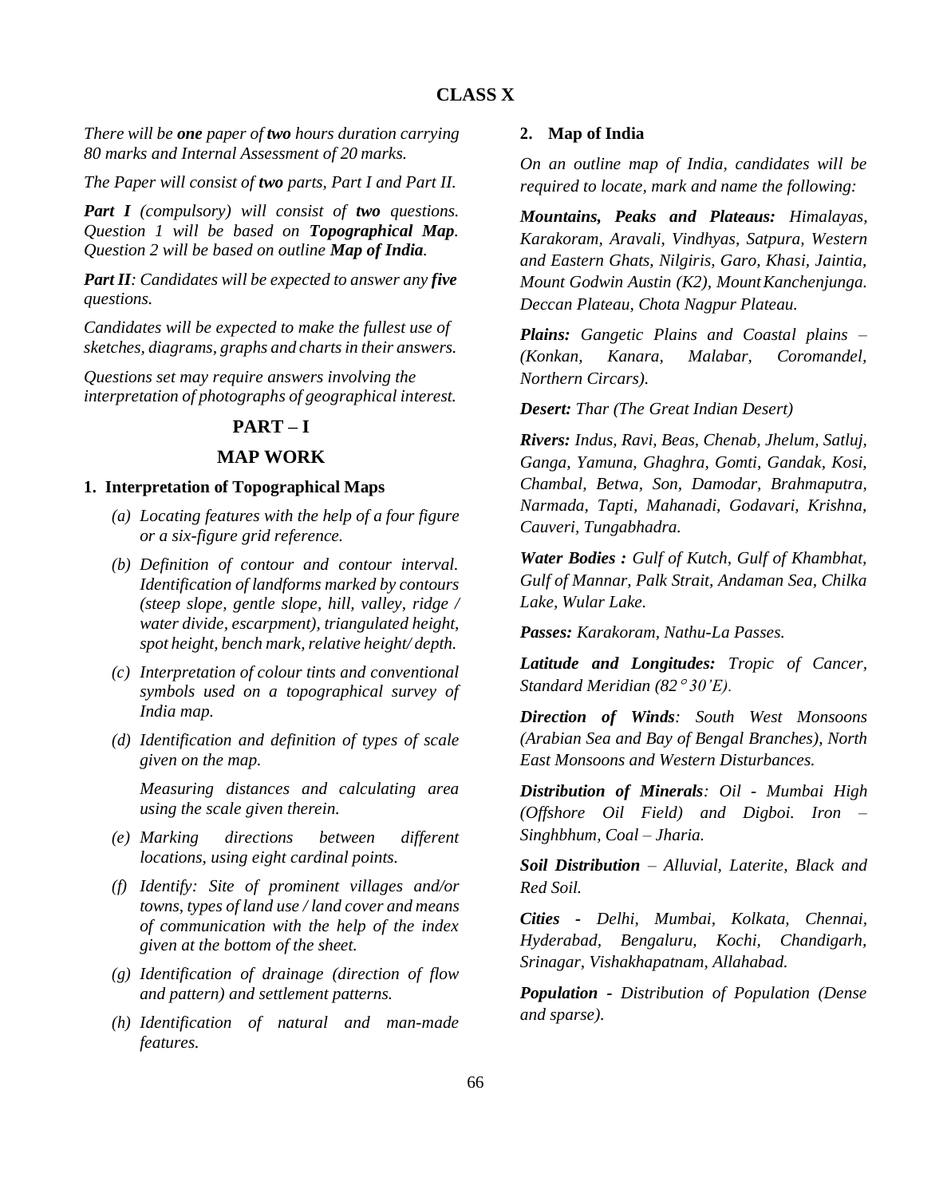# CLASS X

*There will be **one** paper of **two** hours duration carrying 80 marks and Internal Assessment of 20 marks.*

*The Paper will consist of **two** parts, Part I and Part II.*

***Part I** (compulsory) will consist of **two** questions. Question 1 will be based on **Topographical Map**. Question 2 will be based on outline **Map of India**.*

***Part II**: Candidates will be expected to answer any **five** questions.*

*Candidates will be expected to make the fullest use of sketches, diagrams, graphs and charts in their answers.*

*Questions set may require answers involving the interpretation of photographs of geographical interest.*

## PART – I

## MAP WORK

### 1. Interpretation of Topographical Maps

*(a) Locating features with the help of a four figure or a six-figure grid reference.*

*(b) Definition of contour and contour interval. Identification of landforms marked by contours (steep slope, gentle slope, hill, valley, ridge / water divide, escarpment), triangulated height, spot height, bench mark, relative height/ depth.*

*(c) Interpretation of colour tints and conventional symbols used on a topographical survey of India map.*

*(d) Identification and definition of types of scale given on the map.*

*Measuring distances and calculating area using the scale given therein.*

*(e) Marking directions between different locations, using eight cardinal points.*

*(f) Identify: Site of prominent villages and/or towns, types of land use / land cover and means of communication with the help of the index given at the bottom of the sheet.*

*(g) Identification of drainage (direction of flow and pattern) and settlement patterns.*

*(h) Identification of natural and man-made features.*

### 2. Map of India

*On an outline map of India, candidates will be required to locate, mark and name the following:*

***Mountains, Peaks and Plateaus:** Himalayas, Karakoram, Aravali, Vindhyas, Satpura, Western and Eastern Ghats, Nilgiris, Garo, Khasi, Jaintia, Mount Godwin Austin (K2), Mount Kanchenjunga. Deccan Plateau, Chota Nagpur Plateau.*

***Plains:** Gangetic Plains and Coastal plains – (Konkan, Kanara, Malabar, Coromandel, Northern Circars).*

***Desert:** Thar (The Great Indian Desert)*

***Rivers:** Indus, Ravi, Beas, Chenab, Jhelum, Satluj, Ganga, Yamuna, Ghaghra, Gomti, Gandak, Kosi, Chambal, Betwa, Son, Damodar, Brahmaputra, Narmada, Tapti, Mahanadi, Godavari, Krishna, Cauveri, Tungabhadra.*

***Water Bodies :** Gulf of Kutch, Gulf of Khambhat, Gulf of Mannar, Palk Strait, Andaman Sea, Chilka Lake, Wular Lake.*

***Passes:** Karakoram, Nathu-La Passes.*

***Latitude and Longitudes:** Tropic of Cancer, Standard Meridian (82° 30'E).*

***Direction of Winds**: South West Monsoons (Arabian Sea and Bay of Bengal Branches), North East Monsoons and Western Disturbances.*

***Distribution of Minerals**: Oil - Mumbai High (Offshore Oil Field) and Digboi. Iron – Singhbhum, Coal – Jharia.*

***Soil Distribution** – Alluvial, Laterite, Black and Red Soil.*

***Cities** - Delhi, Mumbai, Kolkata, Chennai, Hyderabad, Bengaluru, Kochi, Chandigarh, Srinagar, Vishakhapatnam, Allahabad.*

***Population** - Distribution of Population (Dense and sparse).*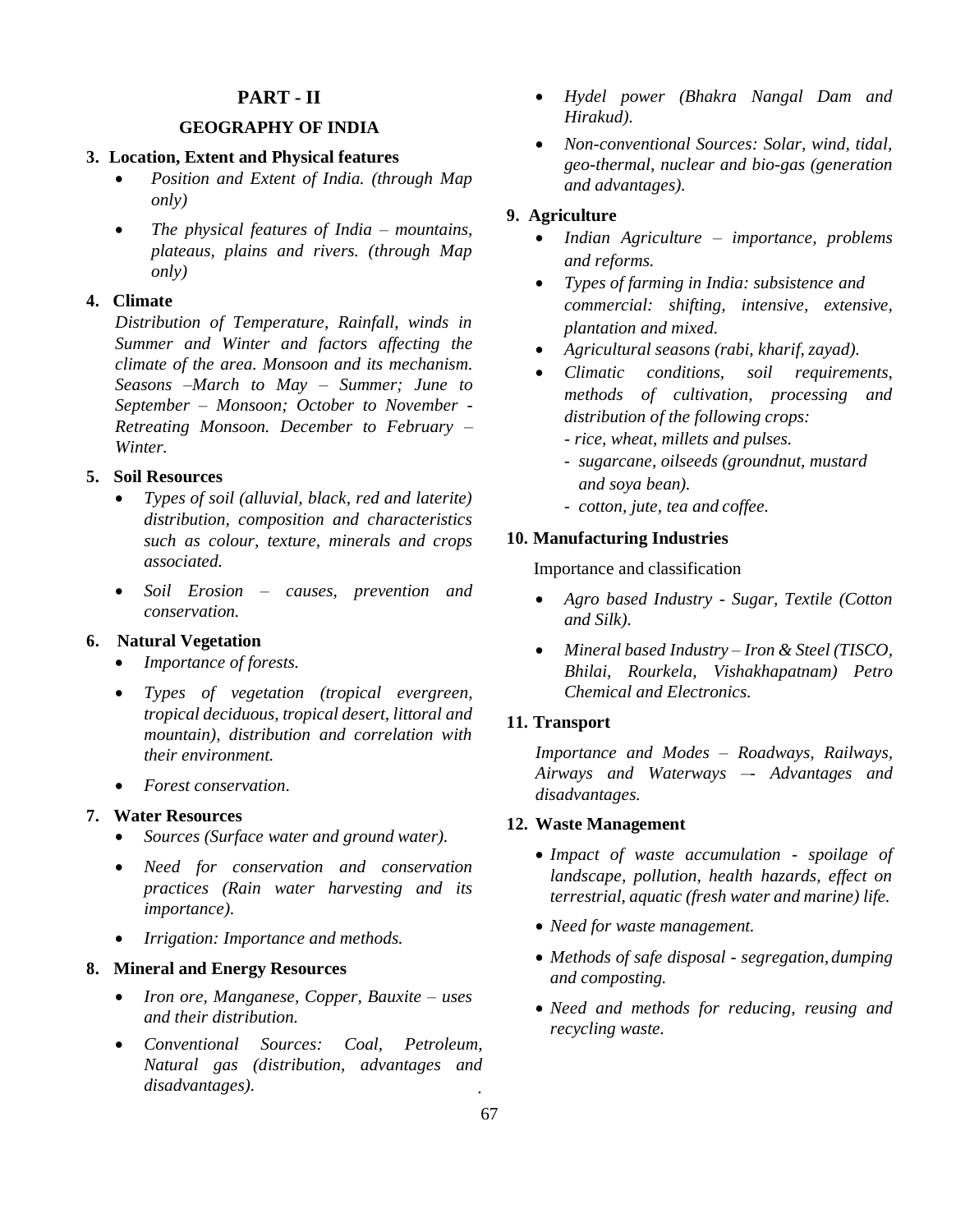## PART - II

### GEOGRAPHY OF INDIA

**3. Location, Extent and Physical features**

- *Position and Extent of India. (through Map only)*
- *The physical features of India – mountains, plateaus, plains and rivers. (through Map only)*

**4. Climate**

*Distribution of Temperature, Rainfall, winds in Summer and Winter and factors affecting the climate of the area. Monsoon and its mechanism. Seasons –March to May – Summer; June to September – Monsoon; October to November - Retreating Monsoon. December to February – Winter.*

**5. Soil Resources**

- *Types of soil (alluvial, black, red and laterite) distribution, composition and characteristics such as colour, texture, minerals and crops associated.*
- *Soil Erosion – causes, prevention and conservation.*

**6. Natural Vegetation**

- *Importance of forests.*
- *Types of vegetation (tropical evergreen, tropical deciduous, tropical desert, littoral and mountain), distribution and correlation with their environment.*
- *Forest conservation.*

**7. Water Resources**

- *Sources (Surface water and ground water).*
- *Need for conservation and conservation practices (Rain water harvesting and its importance).*
- *Irrigation: Importance and methods.*

**8. Mineral and Energy Resources**

- *Iron ore, Manganese, Copper, Bauxite – uses and their distribution.*
- *Conventional Sources: Coal, Petroleum, Natural gas (distribution, advantages and disadvantages).*
- *Hydel power (Bhakra Nangal Dam and Hirakud).*
- *Non-conventional Sources: Solar, wind, tidal, geo-thermal, nuclear and bio-gas (generation and advantages).*

**9. Agriculture**

- *Indian Agriculture – importance, problems and reforms.*
- *Types of farming in India: subsistence and commercial: shifting, intensive, extensive, plantation and mixed.*
- *Agricultural seasons (rabi, kharif, zayad).*
- *Climatic conditions, soil requirements, methods of cultivation, processing and distribution of the following crops:*
  - *rice, wheat, millets and pulses.*
  - *sugarcane, oilseeds (groundnut, mustard and soya bean).*
  - *cotton, jute, tea and coffee.*

**10. Manufacturing Industries**

Importance and classification

- *Agro based Industry - Sugar, Textile (Cotton and Silk).*
- *Mineral based Industry – Iron & Steel (TISCO, Bhilai, Rourkela, Vishakhapatnam) Petro Chemical and Electronics.*

**11. Transport**

*Importance and Modes – Roadways, Railways, Airways and Waterways –- Advantages and disadvantages.*

**12. Waste Management**

- *Impact of waste accumulation - spoilage of landscape, pollution, health hazards, effect on terrestrial, aquatic (fresh water and marine) life.*
- *Need for waste management.*
- *Methods of safe disposal - segregation, dumping and composting.*
- *Need and methods for reducing, reusing and recycling waste.*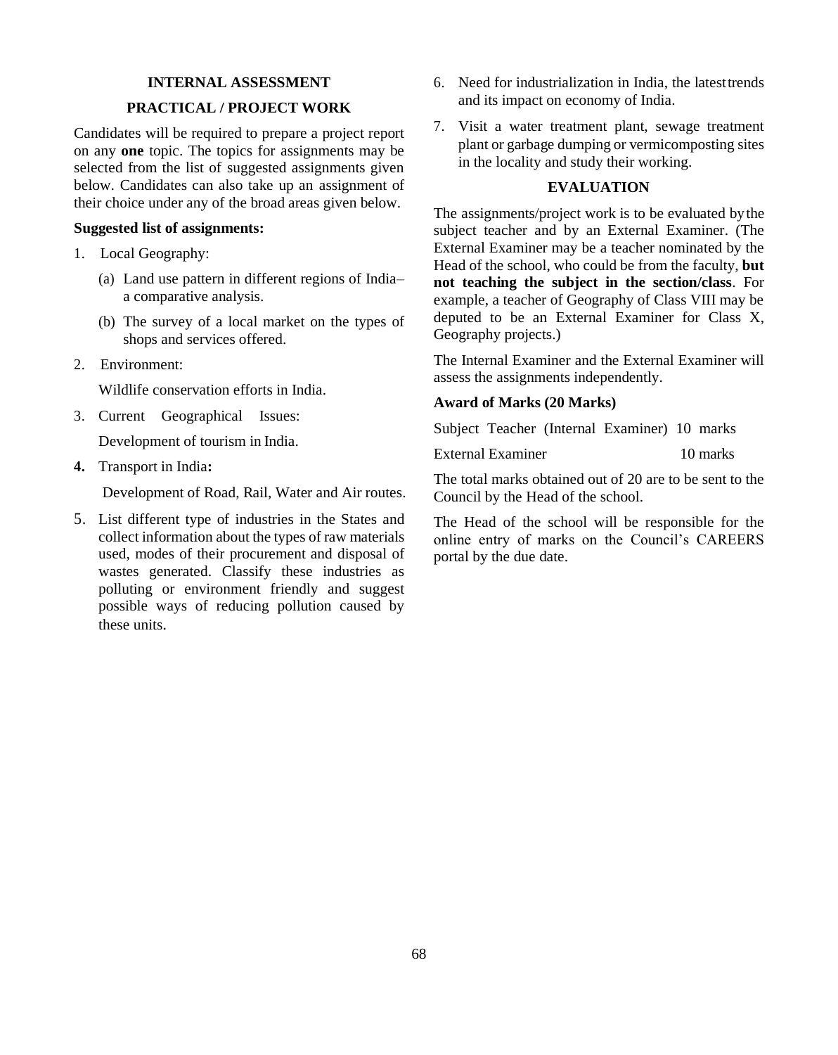## INTERNAL ASSESSMENT

## PRACTICAL / PROJECT WORK

Candidates will be required to prepare a project report on any **one** topic. The topics for assignments may be selected from the list of suggested assignments given below. Candidates can also take up an assignment of their choice under any of the broad areas given below.

**Suggested list of assignments:**

1. Local Geography:
   - (a) Land use pattern in different regions of India– a comparative analysis.
   - (b) The survey of a local market on the types of shops and services offered.
2. Environment:

   Wildlife conservation efforts in India.
3. Current Geographical Issues:

   Development of tourism in India.
4. Transport in India**:**

   Development of Road, Rail, Water and Air routes.
5. List different type of industries in the States and collect information about the types of raw materials used, modes of their procurement and disposal of wastes generated. Classify these industries as polluting or environment friendly and suggest possible ways of reducing pollution caused by these units.
6. Need for industrialization in India, the latest trends and its impact on economy of India.
7. Visit a water treatment plant, sewage treatment plant or garbage dumping or vermicomposting sites in the locality and study their working.

## EVALUATION

The assignments/project work is to be evaluated by the subject teacher and by an External Examiner. (The External Examiner may be a teacher nominated by the Head of the school, who could be from the faculty, **but not teaching the subject in the section/class**. For example, a teacher of Geography of Class VIII may be deputed to be an External Examiner for Class X, Geography projects.)

The Internal Examiner and the External Examiner will assess the assignments independently.

**Award of Marks (20 Marks)**

| | |
|---|---|
| Subject Teacher (Internal Examiner) | 10 marks |
| External Examiner | 10 marks |

The total marks obtained out of 20 are to be sent to the Council by the Head of the school.

The Head of the school will be responsible for the online entry of marks on the Council's CAREERS portal by the due date.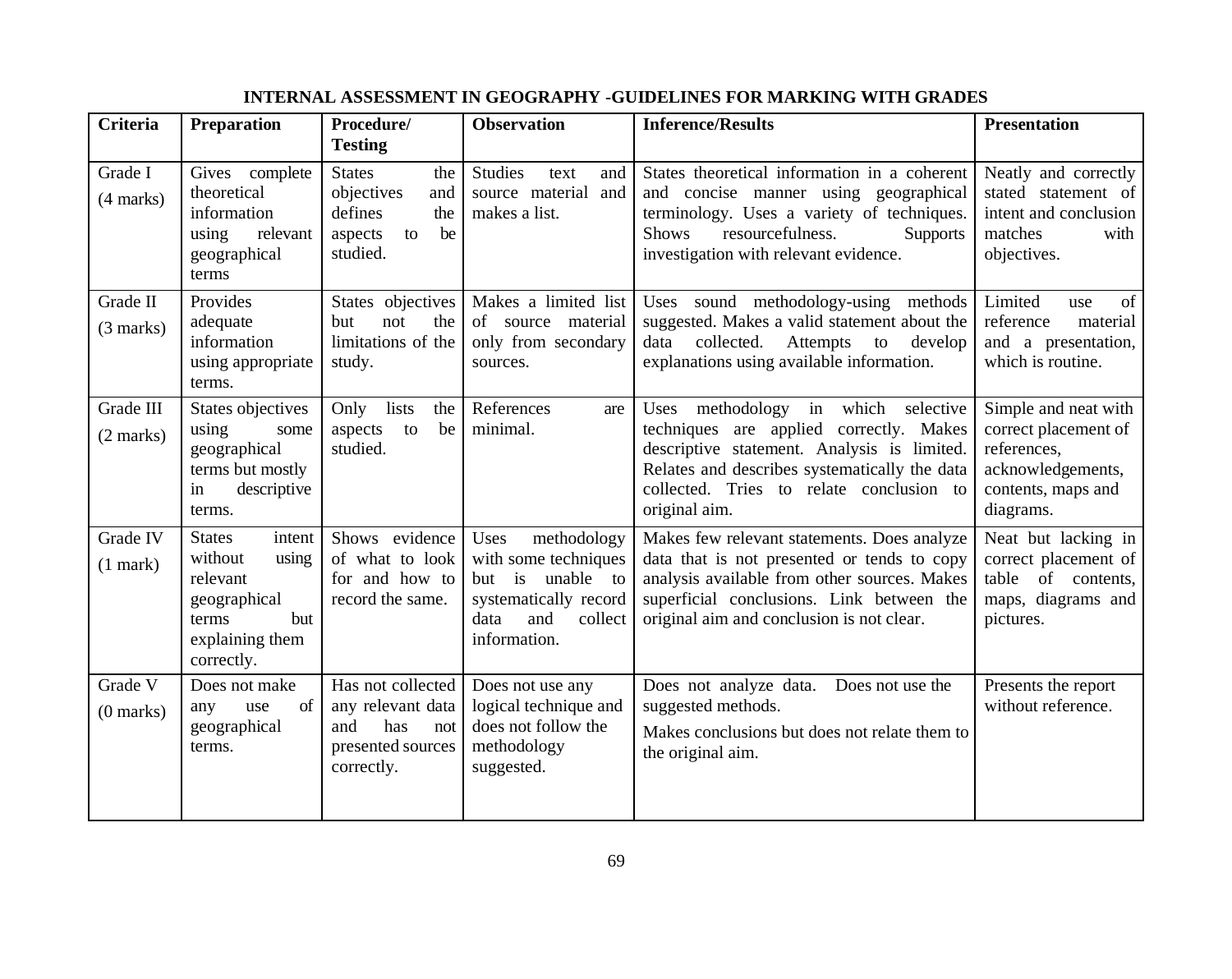**INTERNAL ASSESSMENT IN GEOGRAPHY -GUIDELINES FOR MARKING WITH GRADES**

| Criteria | Preparation | Procedure/ Testing | Observation | Inference/Results | Presentation |
|---|---|---|---|---|---|
| Grade I (4 marks) | Gives complete theoretical information using relevant geographical terms | States the objectives and defines the aspects to be studied. | Studies text and source material and makes a list. | States theoretical information in a coherent and concise manner using geographical terminology. Uses a variety of techniques. Shows resourcefulness. Supports investigation with relevant evidence. | Neatly and correctly stated statement of intent and conclusion matches with objectives. |
| Grade II (3 marks) | Provides adequate information using appropriate terms. | States objectives but not the limitations of the study. | Makes a limited list of source material only from secondary sources. | Uses sound methodology-using methods suggested. Makes a valid statement about the data collected. Attempts to develop explanations using available information. | Limited use of reference material and a presentation, which is routine. |
| Grade III (2 marks) | States objectives using some geographical terms but mostly in descriptive terms. | Only lists the aspects to be studied. | References are minimal. | Uses methodology in which selective techniques are applied correctly. Makes descriptive statement. Analysis is limited. Relates and describes systematically the data collected. Tries to relate conclusion to original aim. | Simple and neat with correct placement of references, acknowledgements, contents, maps and diagrams. |
| Grade IV (1 mark) | States intent without using relevant geographical terms but explaining them correctly. | Shows evidence of what to look for and how to record the same. | Uses methodology with some techniques but is unable to systematically record data and collect information. | Makes few relevant statements. Does analyze data that is not presented or tends to copy analysis available from other sources. Makes superficial conclusions. Link between the original aim and conclusion is not clear. | Neat but lacking in correct placement of table of contents, maps, diagrams and pictures. |
| Grade V (0 marks) | Does not make any use of geographical terms. | Has not collected any relevant data and has not presented sources correctly. | Does not use any logical technique and does not follow the methodology suggested. | Does not analyze data. Does not use the suggested methods. Makes conclusions but does not relate them to the original aim. | Presents the report without reference. |